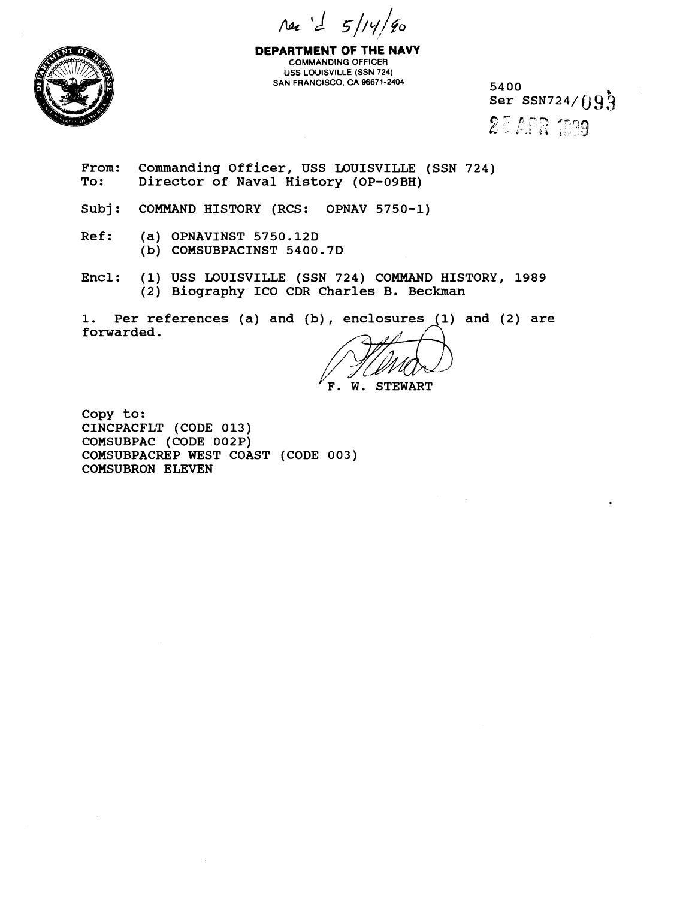Rec'd 5/14/90

**DEPARTMENT OF THE NAVY**
COMMANDING OFFICER
USS LOUISVILLE (SSN 724)
SAN FRANCISCO, CA 96671-2404

5400
Ser SSN724/093
25 APR 1990

From: Commanding Officer, USS LOUISVILLE (SSN 724)
To: Director of Naval History (OP-09BH)

Subj: COMMAND HISTORY (RCS: OPNAV 5750-1)

Ref: (a) OPNAVINST 5750.12D
(b) COMSUBPACINST 5400.7D

Encl: (1) USS LOUISVILLE (SSN 724) COMMAND HISTORY, 1989
(2) Biography ICO CDR Charles B. Beckman

1. Per references (a) and (b), enclosures (1) and (2) are forwarded.

F. W. STEWART

Copy to:
CINCPACFLT (CODE 013)
COMSUBPAC (CODE 002P)
COMSUBPACREP WEST COAST (CODE 003)
COMSUBRON ELEVEN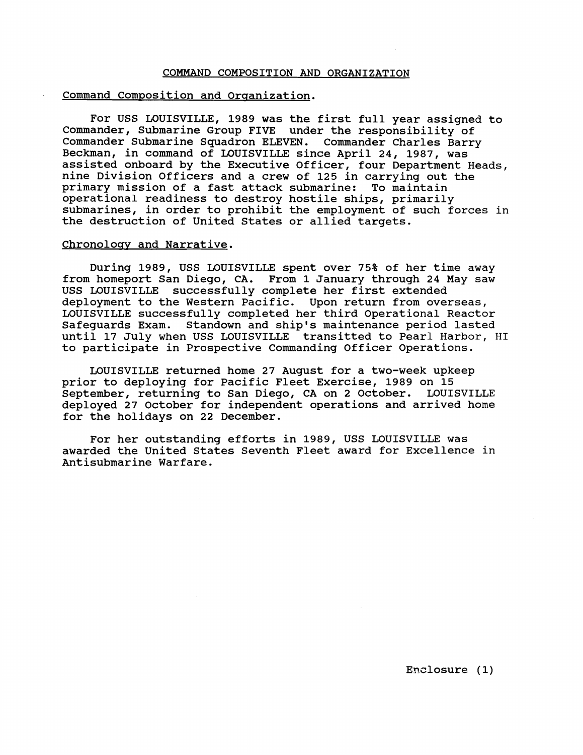# COMMAND COMPOSITION AND ORGANIZATION

## Command Composition and Organization.

For USS LOUISVILLE, 1989 was the first full year assigned to Commander, Submarine Group FIVE under the responsibility of Commander Submarine Squadron ELEVEN. Commander Charles Barry Beckman, in command of LOUISVILLE since April 24, 1987, was assisted onboard by the Executive Officer, four Department Heads, nine Division Officers and a crew of 125 in carrying out the primary mission of a fast attack submarine: To maintain operational readiness to destroy hostile ships, primarily submarines, in order to prohibit the employment of such forces in the destruction of United States or allied targets.

## Chronology and Narrative.

During 1989, USS LOUISVILLE spent over 75% of her time away from homeport San Diego, CA. From 1 January through 24 May saw USS LOUISVILLE successfully complete her first extended deployment to the Western Pacific. Upon return from overseas, LOUISVILLE successfully completed her third Operational Reactor Safeguards Exam. Standown and ship's maintenance period lasted until 17 July when USS LOUISVILLE transitted to Pearl Harbor, HI to participate in Prospective Commanding Officer Operations.

LOUISVILLE returned home 27 August for a two-week upkeep prior to deploying for Pacific Fleet Exercise, 1989 on 15 September, returning to San Diego, CA on 2 October. LOUISVILLE deployed 27 October for independent operations and arrived home for the holidays on 22 December.

For her outstanding efforts in 1989, USS LOUISVILLE was awarded the United States Seventh Fleet award for Excellence in Antisubmarine Warfare.

Enclosure (1)